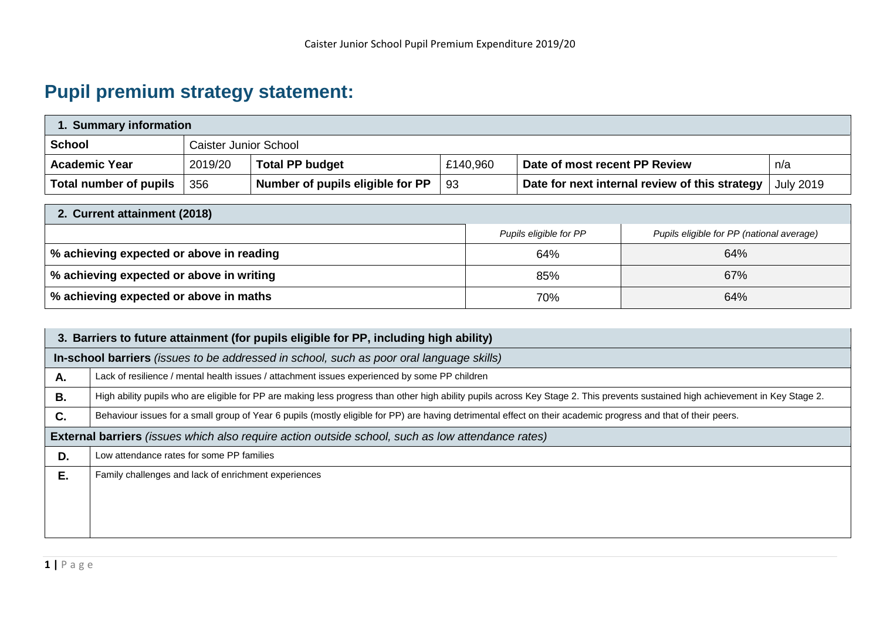# Pupil premium strategy statement:

| 1. Summary information | | | | | |
|---|---|---|---|---|---|
| **School** | Caister Junior School | | | | |
| **Academic Year** | 2019/20 | **Total PP budget** | £140,960 | **Date of most recent PP Review** | n/a |
| **Total number of pupils** | 356 | **Number of pupils eligible for PP** | 93 | **Date for next internal review of this strategy** | July 2019 |

| 2. Current attainment (2018) | | |
|---|---|---|
| | *Pupils eligible for PP* | *Pupils eligible for PP (national average)* |
| **% achieving expected or above in reading** | 64% | 64% |
| **% achieving expected or above in writing** | 85% | 67% |
| **% achieving expected or above in maths** | 70% | 64% |

| 3. Barriers to future attainment (for pupils eligible for PP, including high ability) | |
|---|---|
| **In-school barriers** *(issues to be addressed in school, such as poor oral language skills)* | |
| **A.** | Lack of resilience / mental health issues / attachment issues experienced by some PP children |
| **B.** | High ability pupils who are eligible for PP are making less progress than other high ability pupils across Key Stage 2. This prevents sustained high achievement in Key Stage 2. |
| **C.** | Behaviour issues for a small group of Year 6 pupils (mostly eligible for PP) are having detrimental effect on their academic progress and that of their peers. |
| **External barriers** *(issues which also require action outside school, such as low attendance rates)* | |
| **D.** | Low attendance rates for some PP families |
| **E.** | Family challenges and lack of enrichment experiences |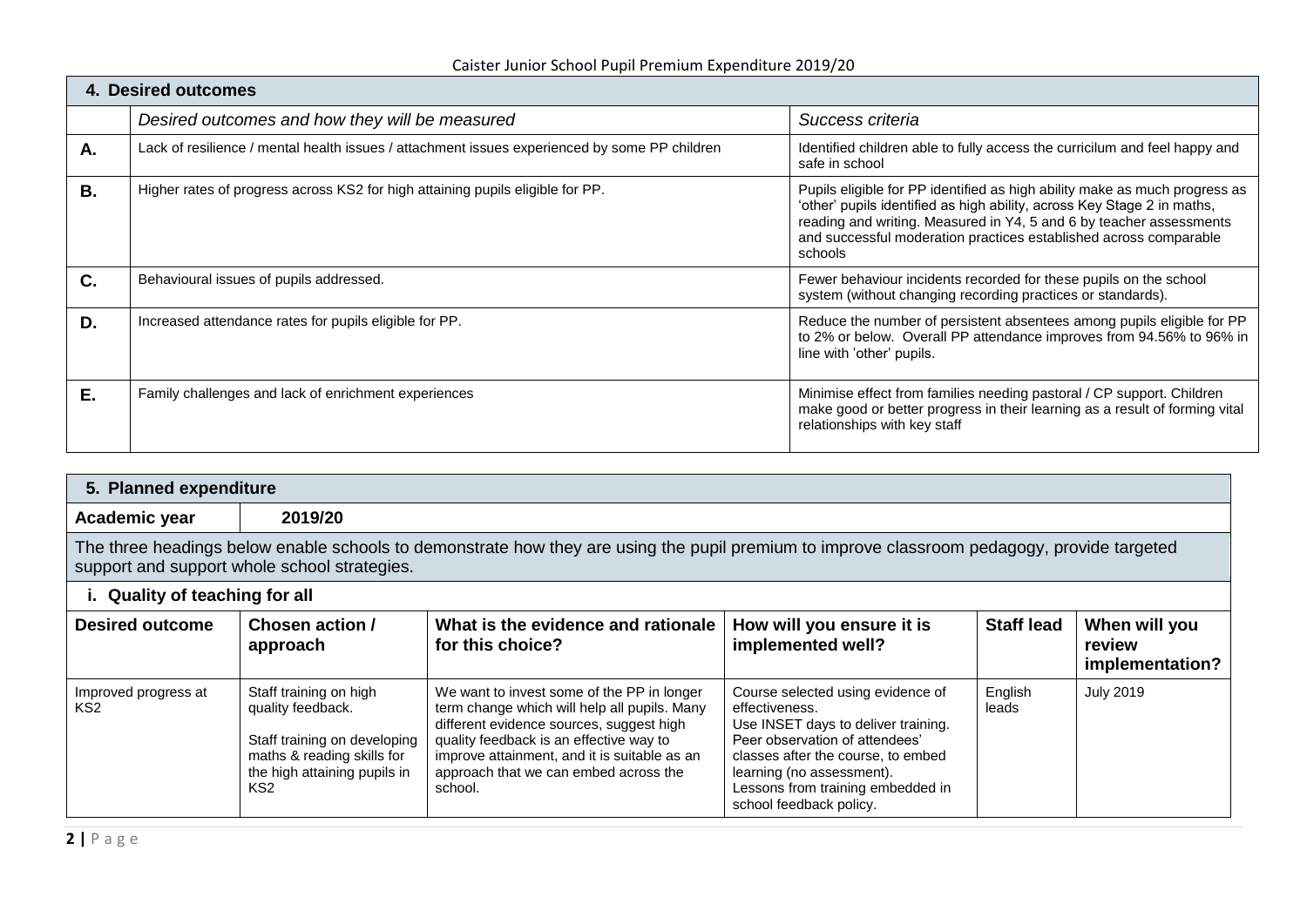| 4. Desired outcomes | | |
|---|---|---|
| | *Desired outcomes and how they will be measured* | *Success criteria* |
| **A.** | Lack of resilience / mental health issues / attachment issues experienced by some PP children | Identified children able to fully access the curricilum and feel happy and safe in school |
| **B.** | Higher rates of progress across KS2 for high attaining pupils eligible for PP. | Pupils eligible for PP identified as high ability make as much progress as 'other' pupils identified as high ability, across Key Stage 2 in maths, reading and writing. Measured in Y4, 5 and 6 by teacher assessments and successful moderation practices established across comparable schools |
| **C.** | Behavioural issues of pupils addressed. | Fewer behaviour incidents recorded for these pupils on the school system (without changing recording practices or standards). |
| **D.** | Increased attendance rates for pupils eligible for PP. | Reduce the number of persistent absentees among pupils eligible for PP to 2% or below. Overall PP attendance improves from 94.56% to 96% in line with 'other' pupils. |
| **E.** | Family challenges and lack of enrichment experiences | Minimise effect from families needing pastoral / CP support. Children make good or better progress in their learning as a result of forming vital relationships with key staff |

## 5. Planned expenditure

**Academic year** **2019/20**

The three headings below enable schools to demonstrate how they are using the pupil premium to improve classroom pedagogy, provide targeted support and support whole school strategies.

### i. Quality of teaching for all

| Desired outcome | Chosen action / approach | What is the evidence and rationale for this choice? | How will you ensure it is implemented well? | Staff lead | When will you review implementation? |
|---|---|---|---|---|---|
| Improved progress at KS2 | Staff training on high quality feedback.<br><br>Staff training on developing maths & reading skills for the high attaining pupils in KS2 | We want to invest some of the PP in longer term change which will help all pupils. Many different evidence sources, suggest high quality feedback is an effective way to improve attainment, and it is suitable as an approach that we can embed across the school. | Course selected using evidence of effectiveness.<br>Use INSET days to deliver training.<br>Peer observation of attendees' classes after the course, to embed learning (no assessment).<br>Lessons from training embedded in school feedback policy. | English leads | July 2019 |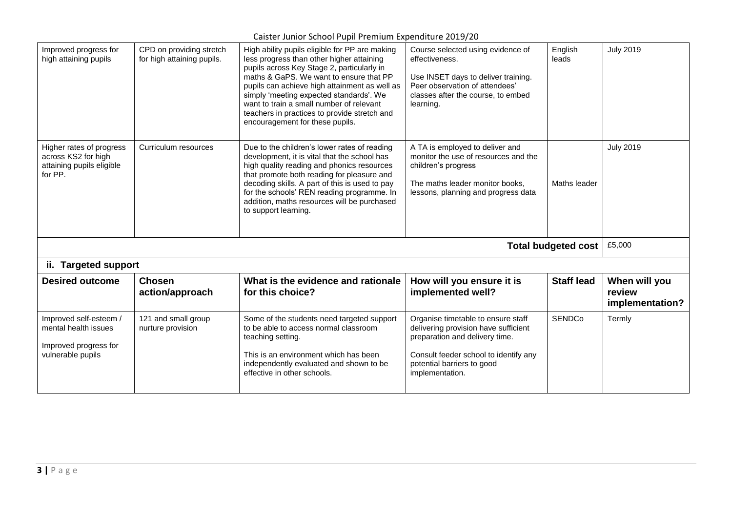| | | | | | |
|---|---|---|---|---|---|
| Improved progress for high attaining pupils | CPD on providing stretch for high attaining pupils. | High ability pupils eligible for PP are making less progress than other higher attaining pupils across Key Stage 2, particularly in maths & GaPS. We want to ensure that PP pupils can achieve high attainment as well as simply 'meeting expected standards'. We want to train a small number of relevant teachers in practices to provide stretch and encouragement for these pupils. | Course selected using evidence of effectiveness.<br><br>Use INSET days to deliver training. Peer observation of attendees' classes after the course, to embed learning. | English leads | July 2019 |
| Higher rates of progress across KS2 for high attaining pupils eligible for PP. | Curriculum resources | Due to the children's lower rates of reading development, it is vital that the school has high quality reading and phonics resources that promote both reading for pleasure and decoding skills. A part of this is used to pay for the schools' REN reading programme. In addition, maths resources will be purchased to support learning. | A TA is employed to deliver and monitor the use of resources and the children's progress<br><br>The maths leader monitor books, lessons, planning and progress data | Maths leader | July 2019 |
| | | | | **Total budgeted cost** | £5,000 |

**ii. Targeted support**

| Desired outcome | Chosen action/approach | What is the evidence and rationale for this choice? | How will you ensure it is implemented well? | Staff lead | When will you review implementation? |
|---|---|---|---|---|---|
| Improved self-esteem / mental health issues<br><br>Improved progress for vulnerable pupils | 121 and small group nurture provision | Some of the students need targeted support to be able to access normal classroom teaching setting.<br><br>This is an environment which has been independently evaluated and shown to be effective in other schools. | Organise timetable to ensure staff delivering provision have sufficient preparation and delivery time.<br><br>Consult feeder school to identify any potential barriers to good implementation. | SENDCo | Termly |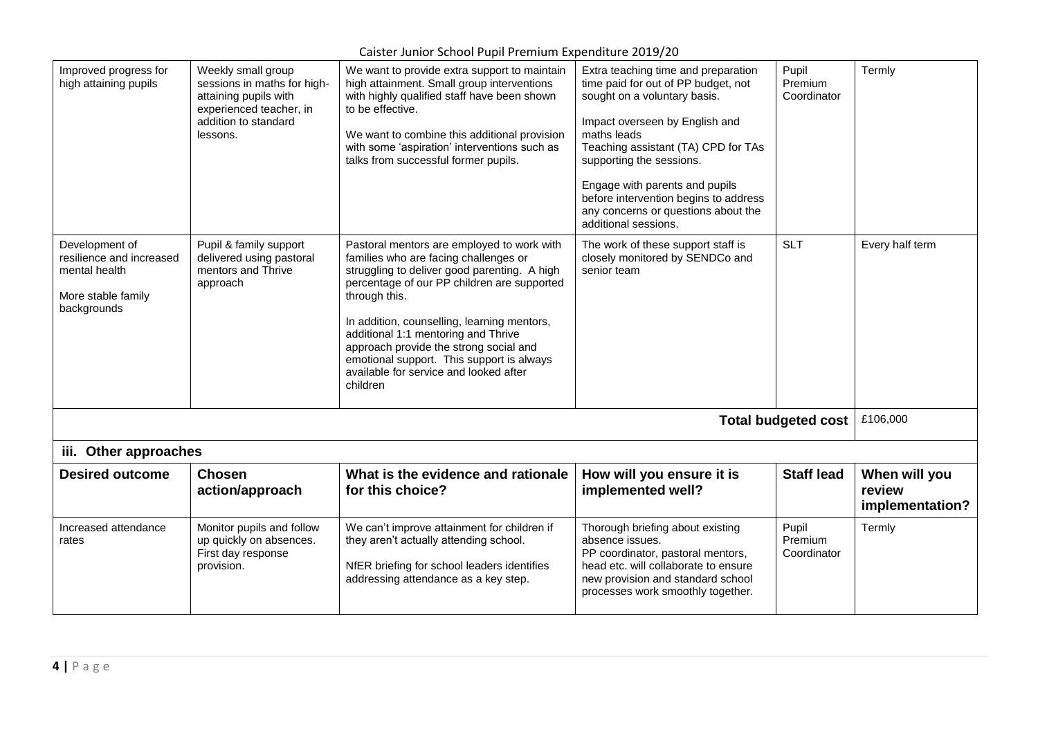| | | | | | |
|---|---|---|---|---|---|
| Improved progress for high attaining pupils | Weekly small group sessions in maths for high-attaining pupils with experienced teacher, in addition to standard lessons. | We want to provide extra support to maintain high attainment. Small group interventions with highly qualified staff have been shown to be effective.<br><br>We want to combine this additional provision with some 'aspiration' interventions such as talks from successful former pupils. | Extra teaching time and preparation time paid for out of PP budget, not sought on a voluntary basis.<br><br>Impact overseen by English and maths leads<br>Teaching assistant (TA) CPD for TAs supporting the sessions.<br><br>Engage with parents and pupils before intervention begins to address any concerns or questions about the additional sessions. | Pupil Premium Coordinator | Termly |
| Development of resilience and increased mental health<br><br>More stable family backgrounds | Pupil & family support delivered using pastoral mentors and Thrive approach | Pastoral mentors are employed to work with families who are facing challenges or struggling to deliver good parenting. A high percentage of our PP children are supported through this.<br><br>In addition, counselling, learning mentors, additional 1:1 mentoring and Thrive approach provide the strong social and emotional support. This support is always available for service and looked after children | The work of these support staff is closely monitored by SENDCo and senior team | SLT | Every half term |
| | | | | **Total budgeted cost** | £106,000 |

### iii. Other approaches

| Desired outcome | Chosen action/approach | What is the evidence and rationale for this choice? | How will you ensure it is implemented well? | Staff lead | When will you review implementation? |
|---|---|---|---|---|---|
| Increased attendance rates | Monitor pupils and follow up quickly on absences. First day response provision. | We can't improve attainment for children if they aren't actually attending school.<br><br>NfER briefing for school leaders identifies addressing attendance as a key step. | Thorough briefing about existing absence issues.<br>PP coordinator, pastoral mentors, head etc. will collaborate to ensure new provision and standard school processes work smoothly together. | Pupil Premium Coordinator | Termly |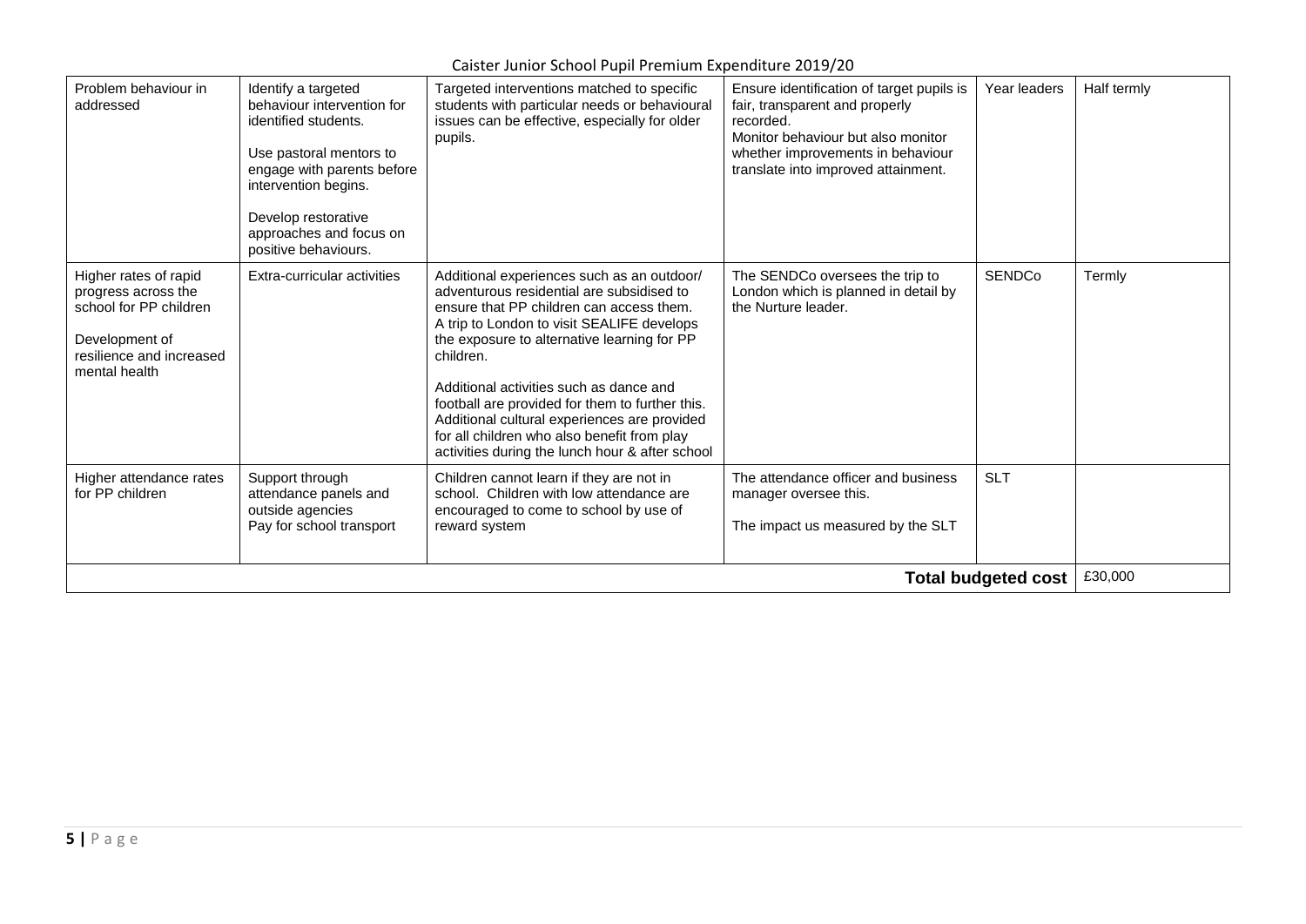| | | | | | |
|---|---|---|---|---|---|
| Problem behaviour in addressed | Identify a targeted behaviour intervention for identified students.<br><br>Use pastoral mentors to engage with parents before intervention begins.<br><br>Develop restorative approaches and focus on positive behaviours. | Targeted interventions matched to specific students with particular needs or behavioural issues can be effective, especially for older pupils. | Ensure identification of target pupils is fair, transparent and properly recorded.<br>Monitor behaviour but also monitor whether improvements in behaviour translate into improved attainment. | Year leaders | Half termly |
| Higher rates of rapid progress across the school for PP children<br><br>Development of resilience and increased mental health | Extra-curricular activities | Additional experiences such as an outdoor/ adventurous residential are subsidised to ensure that PP children can access them. A trip to London to visit SEALIFE develops the exposure to alternative learning for PP children.<br><br>Additional activities such as dance and football are provided for them to further this. Additional cultural experiences are provided for all children who also benefit from play activities during the lunch hour & after school | The SENDCo oversees the trip to London which is planned in detail by the Nurture leader. | SENDCo | Termly |
| Higher attendance rates for PP children | Support through attendance panels and outside agencies<br>Pay for school transport | Children cannot learn if they are not in school. Children with low attendance are encouraged to come to school by use of reward system | The attendance officer and business manager oversee this.<br><br>The impact us measured by the SLT | SLT | |
| | | | | **Total budgeted cost** | £30,000 |